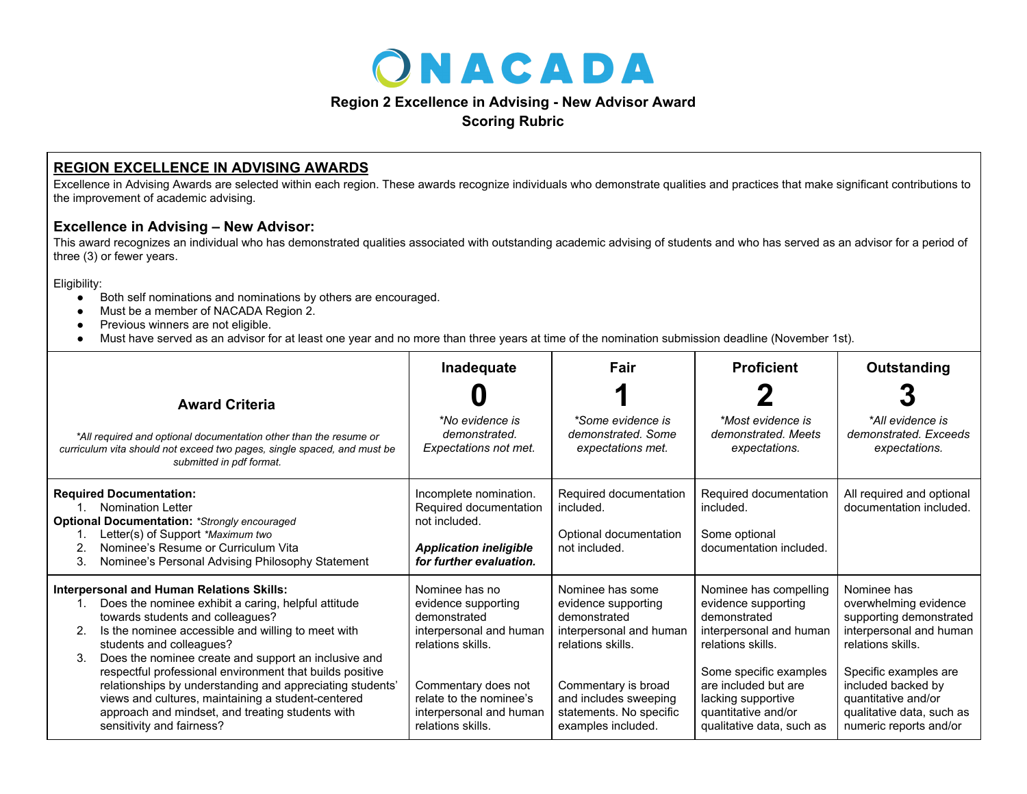# NACADA

**Region 2 Excellence in Advising - New Advisor Award**
**Scoring Rubric**

## REGION EXCELLENCE IN ADVISING AWARDS

Excellence in Advising Awards are selected within each region. These awards recognize individuals who demonstrate qualities and practices that make significant contributions to the improvement of academic advising.

### Excellence in Advising – New Advisor:

This award recognizes an individual who has demonstrated qualities associated with outstanding academic advising of students and who has served as an advisor for a period of three (3) or fewer years.

Eligibility:

- Both self nominations and nominations by others are encouraged.
- Must be a member of NACADA Region 2.
- Previous winners are not eligible.
- Must have served as an advisor for at least one year and no more than three years at time of the nomination submission deadline (November 1st).

| **Award Criteria**<br><br>*\*All required and optional documentation other than the resume or curriculum vita should not exceed two pages, single spaced, and must be submitted in pdf format.* | **Inadequate**<br>**0**<br>*\*No evidence is demonstrated. Expectations not met.* | **Fair**<br>**1**<br>*\*Some evidence is demonstrated. Some expectations met.* | **Proficient**<br>**2**<br>*\*Most evidence is demonstrated. Meets expectations.* | **Outstanding**<br>**3**<br>*\*All evidence is demonstrated. Exceeds expectations.* |
|---|---|---|---|---|
| **Required Documentation:**<br>1. Nomination Letter<br>**Optional Documentation:** *\*Strongly encouraged*<br>1. Letter(s) of Support *\*Maximum two*<br>2. Nominee's Resume or Curriculum Vita<br>3. Nominee's Personal Advising Philosophy Statement | Incomplete nomination. Required documentation not included.<br><br>***Application ineligible for further evaluation.*** | Required documentation included.<br><br>Optional documentation not included. | Required documentation included.<br><br>Some optional documentation included. | All required and optional documentation included. |
| **Interpersonal and Human Relations Skills:**<br>1. Does the nominee exhibit a caring, helpful attitude towards students and colleagues?<br>2. Is the nominee accessible and willing to meet with students and colleagues?<br>3. Does the nominee create and support an inclusive and respectful professional environment that builds positive relationships by understanding and appreciating students' views and cultures, maintaining a student-centered approach and mindset, and treating students with sensitivity and fairness? | Nominee has no evidence supporting demonstrated interpersonal and human relations skills.<br><br>Commentary does not relate to the nominee's interpersonal and human relations skills. | Nominee has some evidence supporting demonstrated interpersonal and human relations skills.<br><br>Commentary is broad and includes sweeping statements. No specific examples included. | Nominee has compelling evidence supporting demonstrated interpersonal and human relations skills.<br><br>Some specific examples are included but are lacking supportive quantitative and/or qualitative data, such as | Nominee has overwhelming evidence supporting demonstrated interpersonal and human relations skills.<br><br>Specific examples are included backed by quantitative and/or qualitative data, such as numeric reports and/or |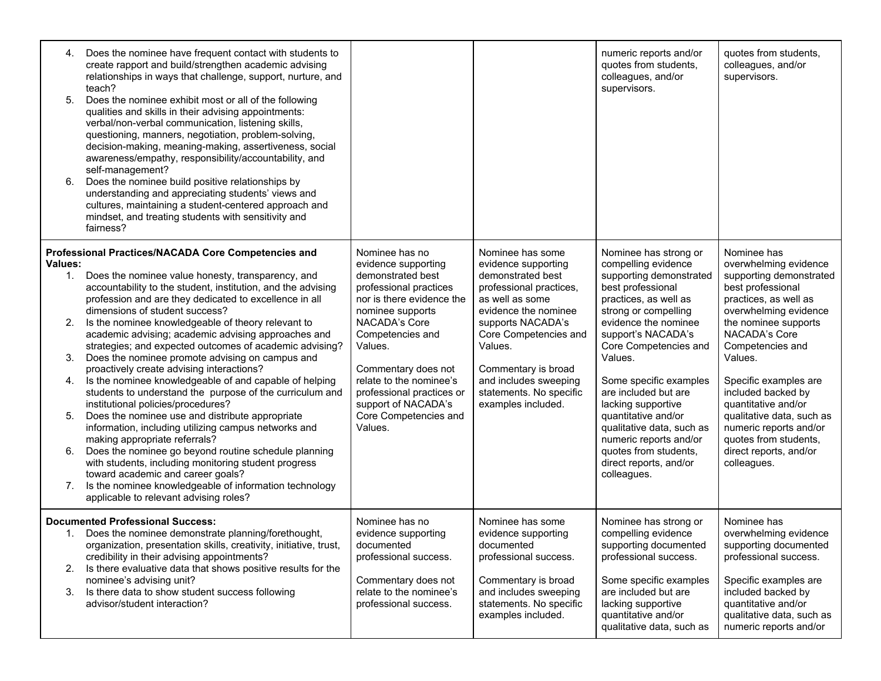| | | | | |
|---|---|---|---|---|
| 4. Does the nominee have frequent contact with students to create rapport and build/strengthen academic advising relationships in ways that challenge, support, nurture, and teach?<br>5. Does the nominee exhibit most or all of the following qualities and skills in their advising appointments: verbal/non-verbal communication, listening skills, questioning, manners, negotiation, problem-solving, decision-making, meaning-making, assertiveness, social awareness/empathy, responsibility/accountability, and self-management?<br>6. Does the nominee build positive relationships by understanding and appreciating students' views and cultures, maintaining a student-centered approach and mindset, and treating students with sensitivity and fairness? | | | numeric reports and/or quotes from students, colleagues, and/or supervisors. | quotes from students, colleagues, and/or supervisors. |
| **Professional Practices/NACADA Core Competencies and Values:**<br>1. Does the nominee value honesty, transparency, and accountability to the student, institution, and the advising profession and are they dedicated to excellence in all dimensions of student success?<br>2. Is the nominee knowledgeable of theory relevant to academic advising; academic advising approaches and strategies; and expected outcomes of academic advising?<br>3. Does the nominee promote advising on campus and proactively create advising interactions?<br>4. Is the nominee knowledgeable of and capable of helping students to understand the purpose of the curriculum and institutional policies/procedures?<br>5. Does the nominee use and distribute appropriate information, including utilizing campus networks and making appropriate referrals?<br>6. Does the nominee go beyond routine schedule planning with students, including monitoring student progress toward academic and career goals?<br>7. Is the nominee knowledgeable of information technology applicable to relevant advising roles? | Nominee has no evidence supporting demonstrated best professional practices nor is there evidence the nominee supports NACADA's Core Competencies and Values.<br><br>Commentary does not relate to the nominee's professional practices or support of NACADA's Core Competencies and Values. | Nominee has some evidence supporting demonstrated best professional practices, as well as some evidence the nominee supports NACADA's Core Competencies and Values.<br><br>Commentary is broad and includes sweeping statements. No specific examples included. | Nominee has strong or compelling evidence supporting demonstrated best professional practices, as well as strong or compelling evidence the nominee support's NACADA's Core Competencies and Values.<br><br>Some specific examples are included but are lacking supportive quantitative and/or qualitative data, such as numeric reports and/or quotes from students, direct reports, and/or colleagues. | Nominee has overwhelming evidence supporting demonstrated best professional practices, as well as overwhelming evidence the nominee supports NACADA's Core Competencies and Values.<br><br>Specific examples are included backed by quantitative and/or qualitative data, such as numeric reports and/or quotes from students, direct reports, and/or colleagues. |
| **Documented Professional Success:**<br>1. Does the nominee demonstrate planning/forethought, organization, presentation skills, creativity, initiative, trust, credibility in their advising appointments?<br>2. Is there evaluative data that shows positive results for the nominee's advising unit?<br>3. Is there data to show student success following advisor/student interaction? | Nominee has no evidence supporting documented professional success.<br><br>Commentary does not relate to the nominee's professional success. | Nominee has some evidence supporting documented professional success.<br><br>Commentary is broad and includes sweeping statements. No specific examples included. | Nominee has strong or compelling evidence supporting documented professional success.<br><br>Some specific examples are included but are lacking supportive quantitative and/or qualitative data, such as | Nominee has overwhelming evidence supporting documented professional success.<br><br>Specific examples are included backed by quantitative and/or qualitative data, such as numeric reports and/or |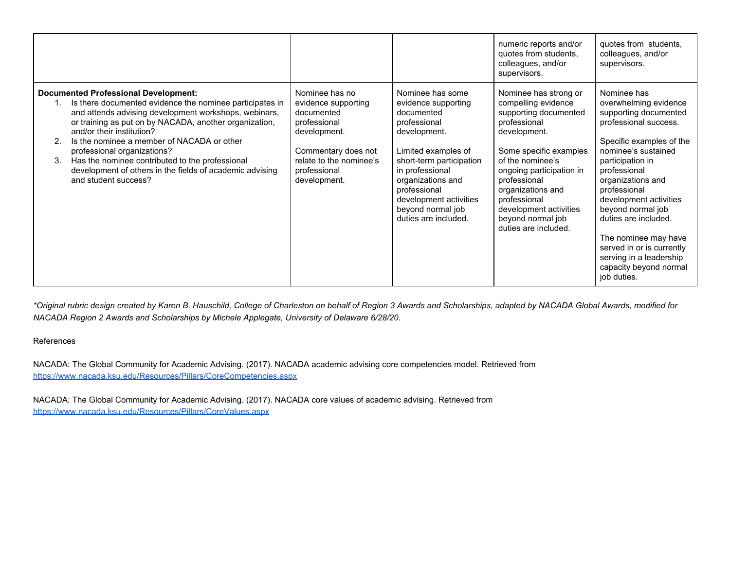| | | | | |
|---|---|---|---|---|
| | | | numeric reports and/or quotes from students, colleagues, and/or supervisors. | quotes from students, colleagues, and/or supervisors. |
| **Documented Professional Development:**<br>1. Is there documented evidence the nominee participates in and attends advising development workshops, webinars, or training as put on by NACADA, another organization, and/or their institution?<br>2. Is the nominee a member of NACADA or other professional organizations?<br>3. Has the nominee contributed to the professional development of others in the fields of academic advising and student success? | Nominee has no evidence supporting documented professional development.<br><br>Commentary does not relate to the nominee's professional development. | Nominee has some evidence supporting documented professional development.<br><br>Limited examples of short-term participation in professional organizations and professional development activities beyond normal job duties are included. | Nominee has strong or compelling evidence supporting documented professional development.<br><br>Some specific examples of the nominee's ongoing participation in professional organizations and professional development activities beyond normal job duties are included. | Nominee has overwhelming evidence supporting documented professional success.<br><br>Specific examples of the nominee's sustained participation in professional organizations and professional development activities beyond normal job duties are included.<br><br>The nominee may have served in or is currently serving in a leadership capacity beyond normal job duties. |

*\*Original rubric design created by Karen B. Hauschild, College of Charleston on behalf of Region 3 Awards and Scholarships, adapted by NACADA Global Awards, modified for NACADA Region 2 Awards and Scholarships by Michele Applegate, University of Delaware 6/28/20.*

References

NACADA: The Global Community for Academic Advising. (2017). NACADA academic advising core competencies model. Retrieved from https://www.nacada.ksu.edu/Resources/Pillars/CoreCompetencies.aspx

NACADA: The Global Community for Academic Advising. (2017). NACADA core values of academic advising. Retrieved from https://www.nacada.ksu.edu/Resources/Pillars/CoreValues.aspx